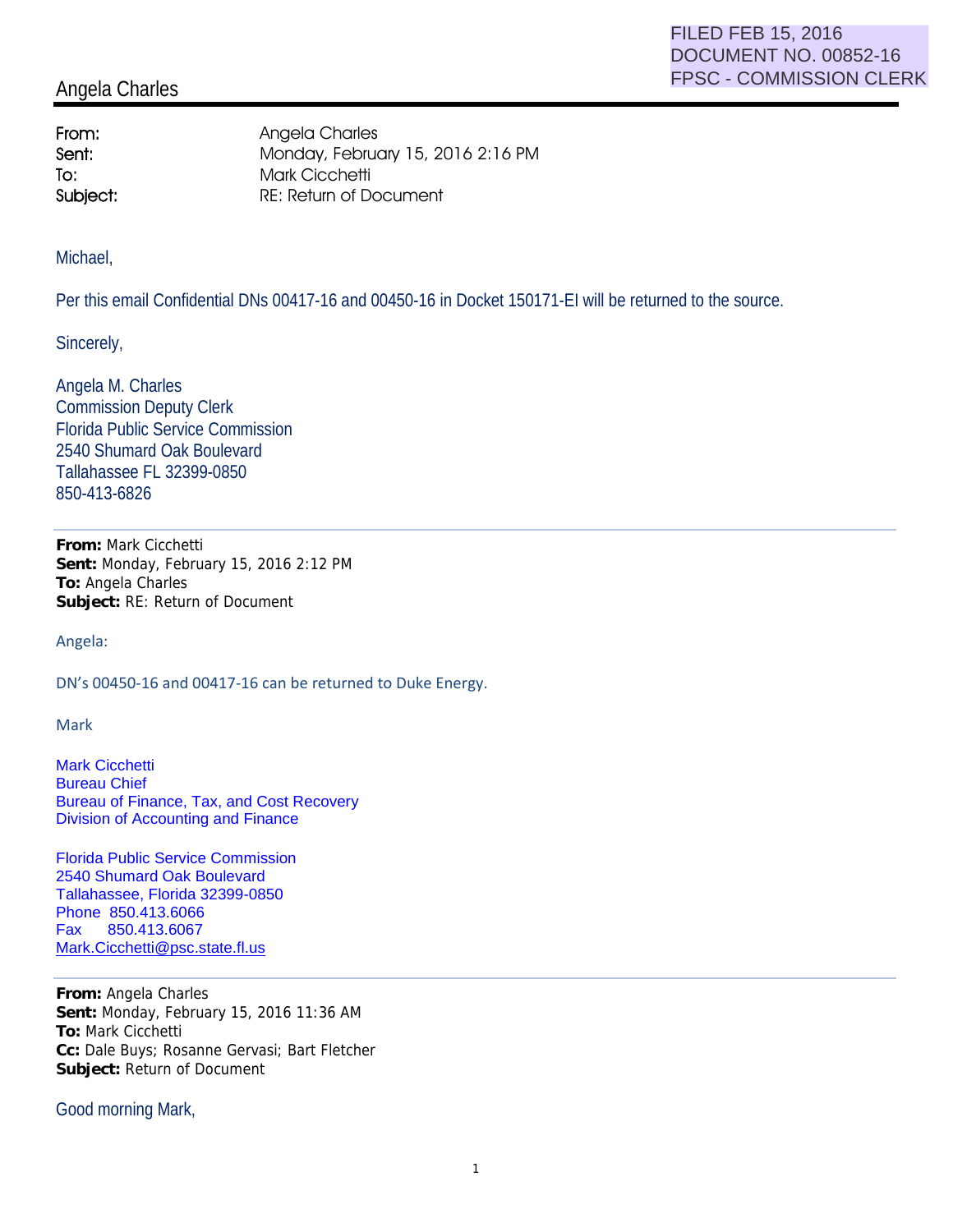FILED FEB 15, 2016
DOCUMENT NO. 00852-16
FPSC - COMMISSION CLERK

# Angela Charles

**From:** Angela Charles
**Sent:** Monday, February 15, 2016 2:16 PM
**To:** Mark Cicchetti
**Subject:** RE: Return of Document

Michael,

Per this email Confidential DNs 00417-16 and 00450-16 in Docket 150171-EI will be returned to the source.

Sincerely,

Angela M. Charles
Commission Deputy Clerk
Florida Public Service Commission
2540 Shumard Oak Boulevard
Tallahassee FL 32399-0850
850-413-6826

---

**From:** Mark Cicchetti
**Sent:** Monday, February 15, 2016 2:12 PM
**To:** Angela Charles
**Subject:** RE: Return of Document

Angela:

DN's 00450-16 and 00417-16 can be returned to Duke Energy.

Mark

Mark Cicchetti
Bureau Chief
Bureau of Finance, Tax, and Cost Recovery
Division of Accounting and Finance

Florida Public Service Commission
2540 Shumard Oak Boulevard
Tallahassee, Florida 32399-0850
Phone 850.413.6066
Fax 850.413.6067
Mark.Cicchetti@psc.state.fl.us

---

**From:** Angela Charles
**Sent:** Monday, February 15, 2016 11:36 AM
**To:** Mark Cicchetti
**Cc:** Dale Buys; Rosanne Gervasi; Bart Fletcher
**Subject:** Return of Document

Good morning Mark,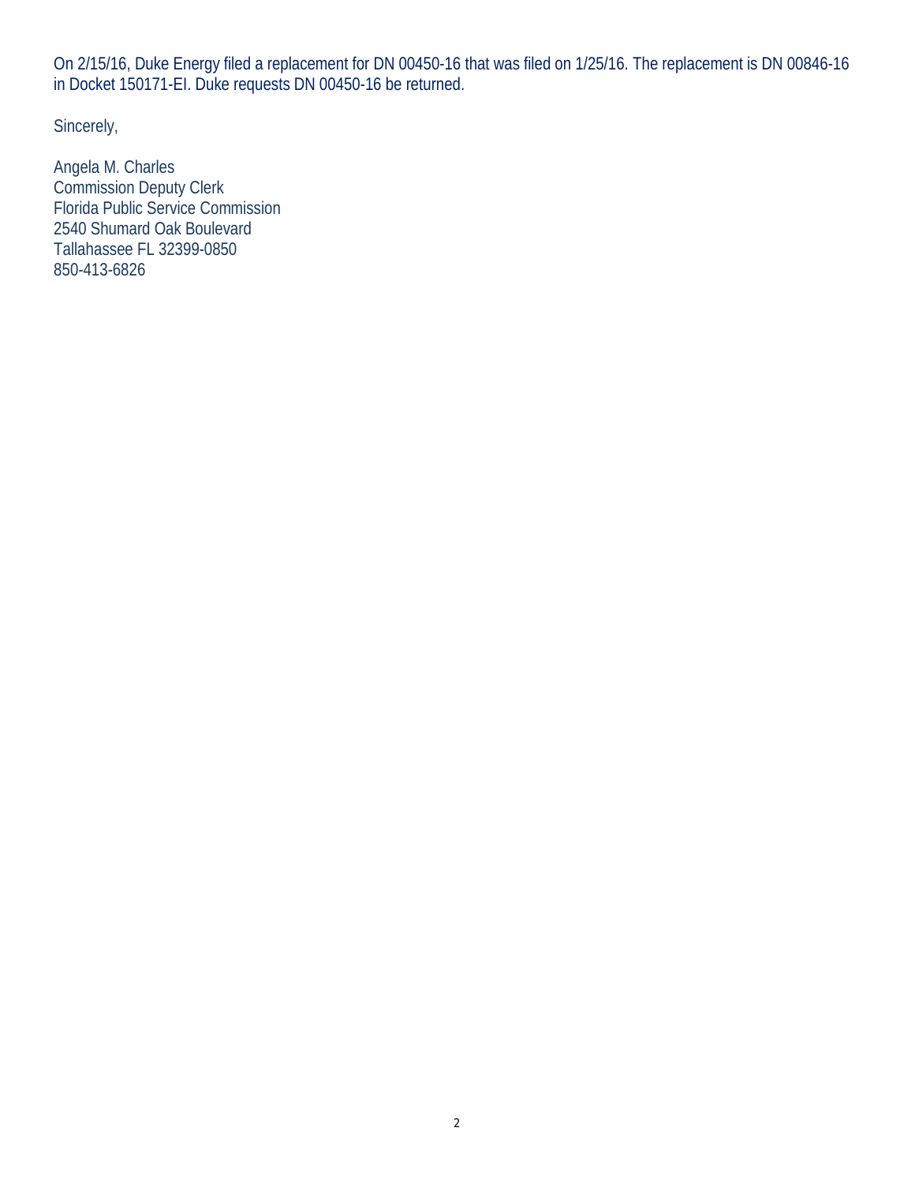On 2/15/16, Duke Energy filed a replacement for DN 00450-16 that was filed on 1/25/16. The replacement is DN 00846-16 in Docket 150171-EI. Duke requests DN 00450-16 be returned.

Sincerely,

Angela M. Charles
Commission Deputy Clerk
Florida Public Service Commission
2540 Shumard Oak Boulevard
Tallahassee FL 32399-0850
850-413-6826